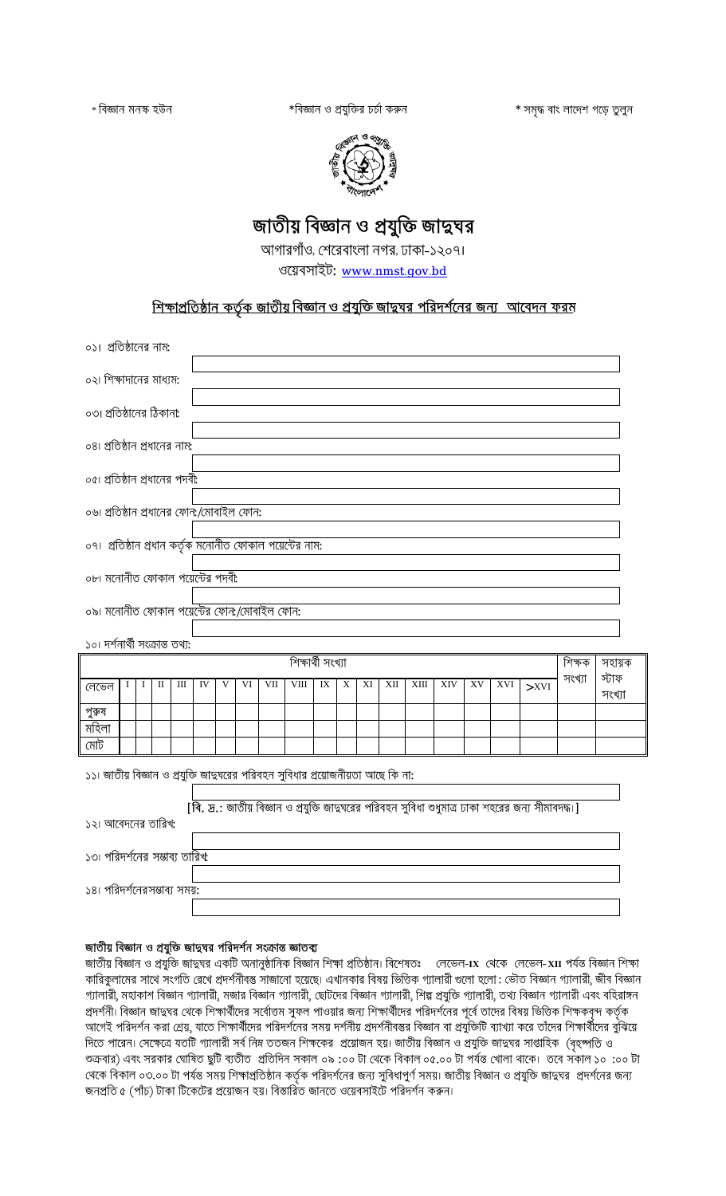*বিজ্ঞান মনস্ক হউন *বিজ্ঞান ও প্রযুক্তির চর্চা করুন * সমৃদ্ধ বাংলাদেশ গড়ে তুলুন

# জাতীয় বিজ্ঞান ও প্রযুক্তি জাদুঘর

আগারগাঁও, শেরেবাংলা নগর, ঢাকা-১২০৭।

ওয়েবসাইট: www.nmst.gov.bd

## শিক্ষাপ্রতিষ্ঠান কর্তৃক জাতীয় বিজ্ঞান ও প্রযুক্তি জাদুঘর পরিদর্শনের জন্য আবেদন ফরম

০১। প্রতিষ্ঠানের নাম:

০২। শিক্ষাদানের মাধ্যম:

০৩। প্রতিষ্ঠানের ঠিকানা:

০৪। প্রতিষ্ঠান প্রধানের নাম:

০৫। প্রতিষ্ঠান প্রধানের পদবী:

০৬। প্রতিষ্ঠান প্রধানের ফোন/মোবাইল ফোন:

০৭। প্রতিষ্ঠান প্রধান কর্তৃক মনোনীত ফোকাল পয়েন্টের নাম:

০৮। মনোনীত ফোকাল পয়েন্টের পদবী:

০৯। মনোনীত ফোকাল পয়েন্টের ফোন/মোবাইল ফোন:

১০। দর্শনার্থী সংক্রান্ত তথ্য:

| | শিক্ষার্থী সংখ্যা | | | | | | | | | | | | | | | | | | শিক্ষক সংখ্যা | সহায়ক স্টাফ সংখ্যা |
|---|---|---|---|---|---|---|---|---|---|---|---|---|---|---|---|---|---|---|---|---|
| লেভেল | I | II | III | IV | V | VI | VII | VIII | IX | X | XI | XII | XIII | XIV | XV | XVI | >XVI | | | |
| পুরুষ | | | | | | | | | | | | | | | | | | | | |
| মহিলা | | | | | | | | | | | | | | | | | | | | |
| মোট | | | | | | | | | | | | | | | | | | | | |

১১। জাতীয় বিজ্ঞান ও প্রযুক্তি জাদুঘরের পরিবহন সুবিধার প্রয়োজনীয়তা আছে কি না:

[**বি. দ্র.**: জাতীয় বিজ্ঞান ও প্রযুক্তি জাদুঘরের পরিবহন সুবিধা শুধুমাত্র ঢাকা শহরের জন্য সীমাবদ্ধ।]

১২। আবেদনের তারিখ:

১৩। পরিদর্শনের সম্ভাব্য তারিখ:

১৪। পরিদর্শনেরসম্ভাব্য সময়:

### জাতীয় বিজ্ঞান ও প্রযুক্তি জাদুঘর পরিদর্শন সংক্রান্ত জ্ঞাতব্য

জাতীয় বিজ্ঞান ও প্রযুক্তি জাদুঘর একটি অনানুষ্ঠানিক বিজ্ঞান শিক্ষা প্রতিষ্ঠান। বিশেষতঃ লেভেল-**IX** থেকে লেভেল-**XII** পর্যন্ত বিজ্ঞান শিক্ষা কারিকুলামের সাথে সংগতি রেখে প্রদর্শনীবস্তু সাজানো হয়েছে। এখানকার বিষয় ভিত্তিক গ্যালারী গুলো হলো: ভৌত বিজ্ঞান গ্যালারী, জীব বিজ্ঞান গ্যালারী, মহাকাশ বিজ্ঞান গ্যালারী, মজার বিজ্ঞান গ্যালারী, ছোটদের বিজ্ঞান গ্যালারী, শিল্প প্রযুক্তি গ্যালারী, তথ্য বিজ্ঞান গ্যালারী এবং বহিরাঙ্গন প্রদর্শনী। বিজ্ঞান জাদুঘর থেকে শিক্ষার্থীদের সর্বোত্তম সুফল পাওয়ার জন্য শিক্ষার্থীদের পরিদর্শনের পূর্বে তাদের বিষয় ভিত্তিক শিক্ষকবৃন্দ কর্তৃক আগেই পরিদর্শন করা শ্রেয়, যাতে শিক্ষার্থীদের পরিদর্শনের সময় দর্শনীয় প্রদর্শনীবস্তুর বিজ্ঞান বা প্রযুক্তিটি ব্যাখ্যা করে তাঁদের শিক্ষার্থীদের বুঝিয়ে দিতে পারেন। সেক্ষেত্রে যতটি গ্যালারী সর্ব নিম্ন ততজন শিক্ষকের প্রয়োজন হয়। জাতীয় বিজ্ঞান ও প্রযুক্তি জাদুঘর সাপ্তাহিক (বৃহস্পতি ও শুক্রবার) এবং সরকার ঘোষিত ছুটি ব্যতীত প্রতিদিন সকাল ০৯:০০ টা থেকে বিকাল ০৫.০০ টা পর্যন্ত খোলা থাকে। তবে সকাল ১০ :০০ টা থেকে বিকাল ০৩.০০ টা পর্যন্ত সময় শিক্ষাপ্রতিষ্ঠান কর্তৃক পরিদর্শনের জন্য সুবিধাপূর্ণ সময়। জাতীয় বিজ্ঞান ও প্রযুক্তি জাদুঘর প্রদর্শনের জন্য জনপ্রতি ৫ (পাঁচ) টাকা টিকেটের প্রয়োজন হয়। বিস্তারিত জানতে ওয়েবসাইটে পরিদর্শন করুন।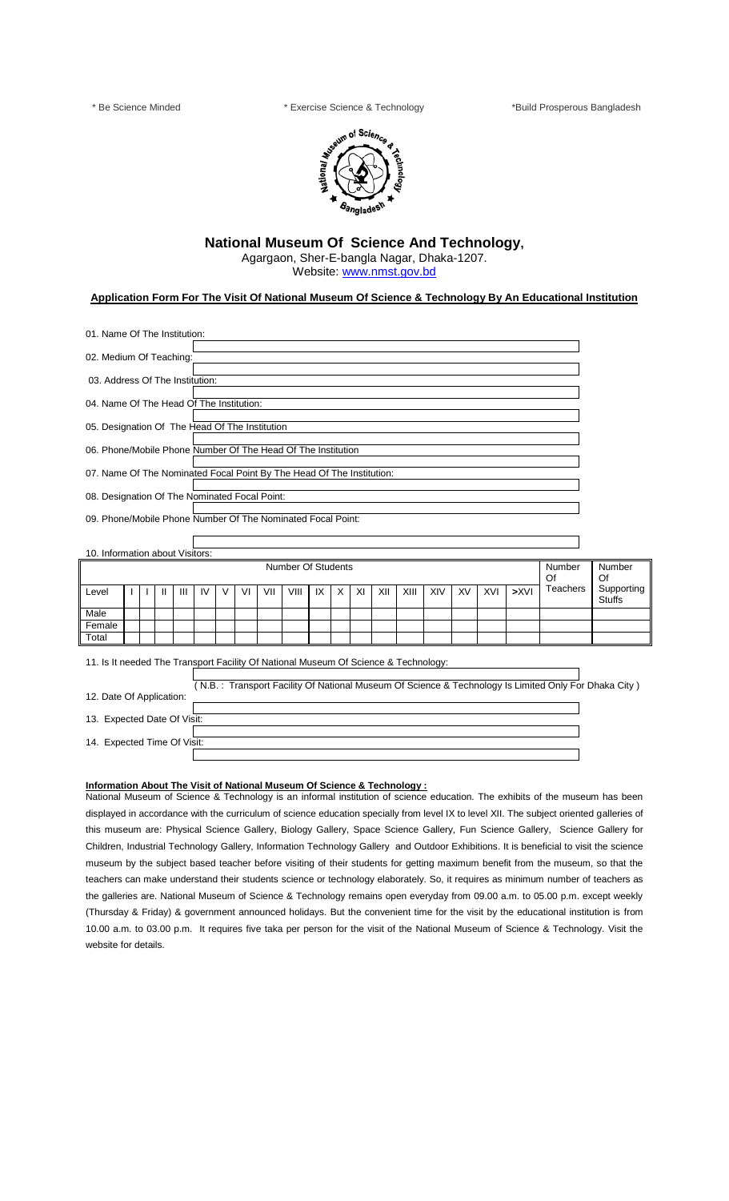\* Be Science Minded \* Exercise Science & Technology \*Build Prosperous Bangladesh

## National Museum Of Science And Technology,

Agargaon, Sher-E-bangla Nagar, Dhaka-1207.
Website: www.nmst.gov.bd

### Application Form For The Visit Of National Museum Of Science & Technology By An Educational Institution

01. Name Of The Institution:

02. Medium Of Teaching:

03. Address Of The Institution:

04. Name Of The Head Of The Institution:

05. Designation Of The Head Of The Institution

06. Phone/Mobile Phone Number Of The Head Of The Institution

07. Name Of The Nominated Focal Point By The Head Of The Institution:

08. Designation Of The Nominated Focal Point:

09. Phone/Mobile Phone Number Of The Nominated Focal Point:

10. Information about Visitors:

| Number Of Students | | | | | | | | | | | | | | | | | | | Number Of Teachers | Number Of Supporting Stuffs |
|---|---|---|---|---|---|---|---|---|---|---|---|---|---|---|---|---|---|---|---|---|
| Level | I | I | II | III | IV | V | VI | VII | VIII | IX | X | XI | XII | XIII | XIV | XV | XVI | >XVI | | |
| Male | | | | | | | | | | | | | | | | | | | | |
| Female | | | | | | | | | | | | | | | | | | | | |
| Total | | | | | | | | | | | | | | | | | | | | |

11. Is It needed The Transport Facility Of National Museum Of Science & Technology:

( N.B. : Transport Facility Of National Museum Of Science & Technology Is Limited Only For Dhaka City )

12. Date Of Application:

13. Expected Date Of Visit:

14. Expected Time Of Visit:

**Information About The Visit of National Museum Of Science & Technology :**

National Museum of Science & Technology is an informal institution of science education. The exhibits of the museum has been displayed in accordance with the curriculum of science education specially from level IX to level XII. The subject oriented galleries of this museum are: Physical Science Gallery, Biology Gallery, Space Science Gallery, Fun Science Gallery, Science Gallery for Children, Industrial Technology Gallery, Information Technology Gallery and Outdoor Exhibitions. It is beneficial to visit the science museum by the subject based teacher before visiting of their students for getting maximum benefit from the museum, so that the teachers can make understand their students science or technology elaborately. So, it requires as minimum number of teachers as the galleries are. National Museum of Science & Technology remains open everyday from 09.00 a.m. to 05.00 p.m. except weekly (Thursday & Friday) & government announced holidays. But the convenient time for the visit by the educational institution is from 10.00 a.m. to 03.00 p.m. It requires five taka per person for the visit of the National Museum of Science & Technology. Visit the website for details.